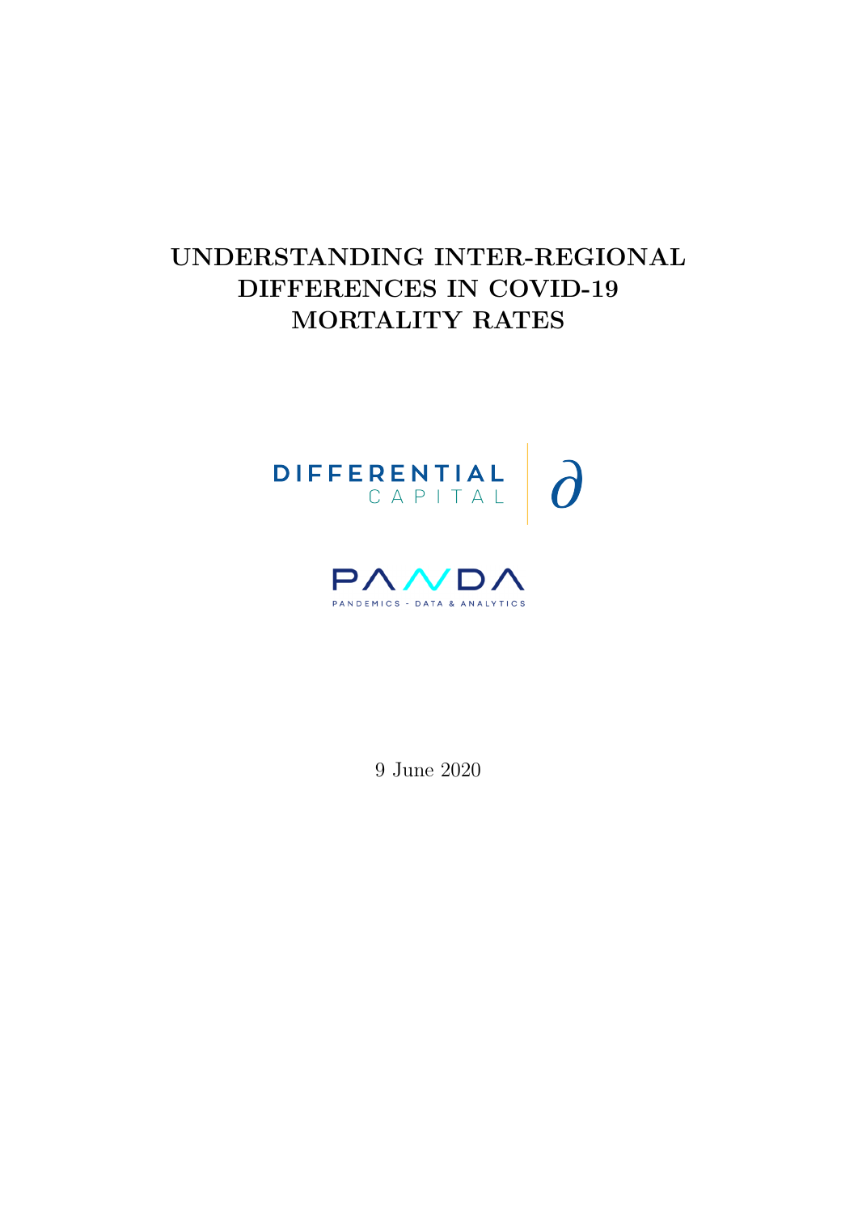# UNDERSTANDING INTER-REGIONAL DIFFERENCES IN COVID-19 MORTALITY RATES

DIFFERENTIAL CAPITAL

PANDA

PANDEMICS - DATA & ANALYTICS

9 June 2020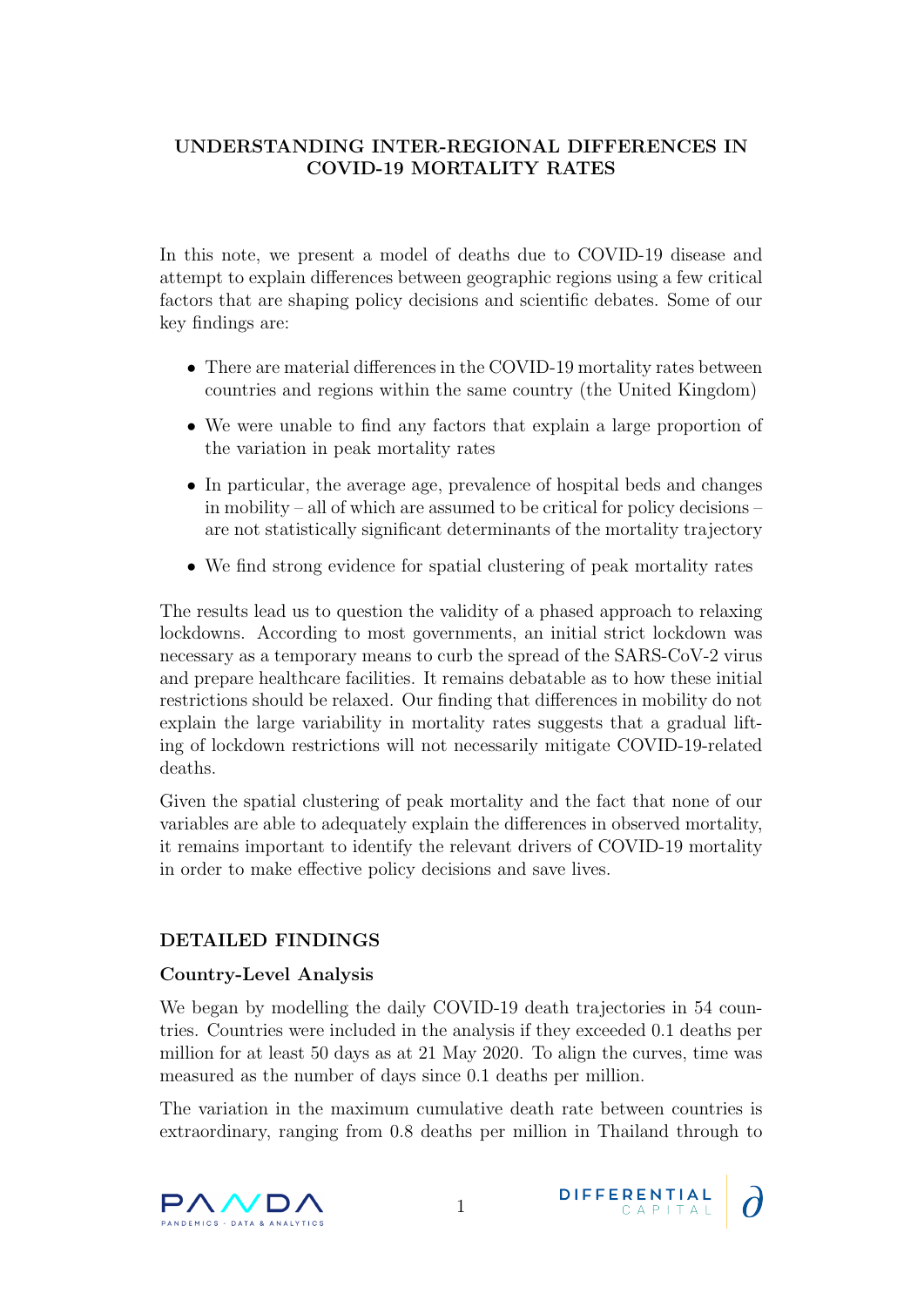**UNDERSTANDING INTER-REGIONAL DIFFERENCES IN COVID-19 MORTALITY RATES**

In this note, we present a model of deaths due to COVID-19 disease and attempt to explain differences between geographic regions using a few critical factors that are shaping policy decisions and scientific debates. Some of our key findings are:

- There are material differences in the COVID-19 mortality rates between countries and regions within the same country (the United Kingdom)
- We were unable to find any factors that explain a large proportion of the variation in peak mortality rates
- In particular, the average age, prevalence of hospital beds and changes in mobility – all of which are assumed to be critical for policy decisions – are not statistically significant determinants of the mortality trajectory
- We find strong evidence for spatial clustering of peak mortality rates

The results lead us to question the validity of a phased approach to relaxing lockdowns. According to most governments, an initial strict lockdown was necessary as a temporary means to curb the spread of the SARS-CoV-2 virus and prepare healthcare facilities. It remains debatable as to how these initial restrictions should be relaxed. Our finding that differences in mobility do not explain the large variability in mortality rates suggests that a gradual lifting of lockdown restrictions will not necessarily mitigate COVID-19-related deaths.

Given the spatial clustering of peak mortality and the fact that none of our variables are able to adequately explain the differences in observed mortality, it remains important to identify the relevant drivers of COVID-19 mortality in order to make effective policy decisions and save lives.

## DETAILED FINDINGS

### Country-Level Analysis

We began by modelling the daily COVID-19 death trajectories in 54 countries. Countries were included in the analysis if they exceeded 0.1 deaths per million for at least 50 days as at 21 May 2020. To align the curves, time was measured as the number of days since 0.1 deaths per million.

The variation in the maximum cumulative death rate between countries is extraordinary, ranging from 0.8 deaths per million in Thailand through to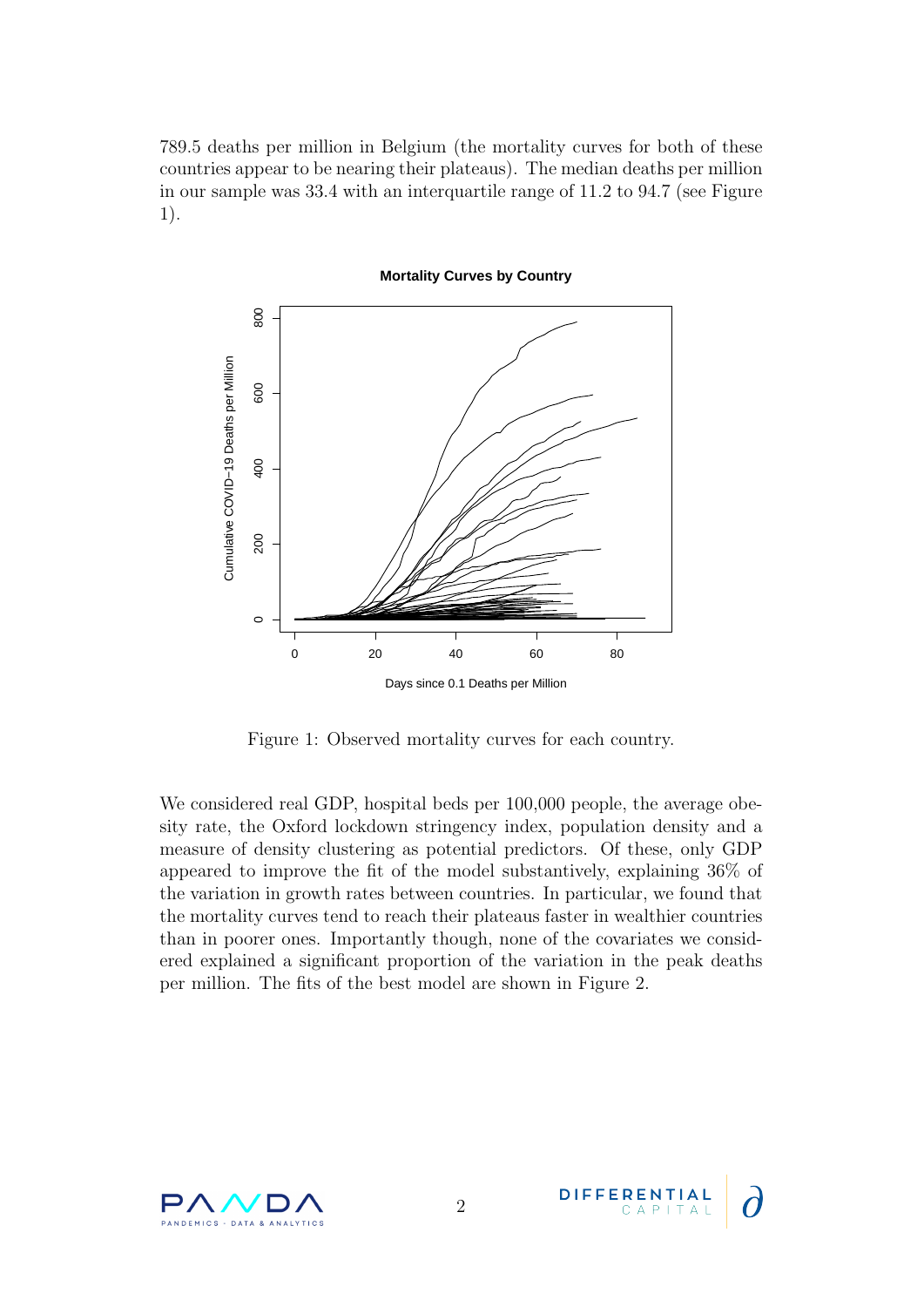789.5 deaths per million in Belgium (the mortality curves for both of these countries appear to be nearing their plateaus). The median deaths per million in our sample was 33.4 with an interquartile range of 11.2 to 94.7 (see Figure 1).

Figure 1: Observed mortality curves for each country.

We considered real GDP, hospital beds per 100,000 people, the average obesity rate, the Oxford lockdown stringency index, population density and a measure of density clustering as potential predictors. Of these, only GDP appeared to improve the fit of the model substantively, explaining 36% of the variation in growth rates between countries. In particular, we found that the mortality curves tend to reach their plateaus faster in wealthier countries than in poorer ones. Importantly though, none of the covariates we considered explained a significant proportion of the variation in the peak deaths per million. The fits of the best model are shown in Figure 2.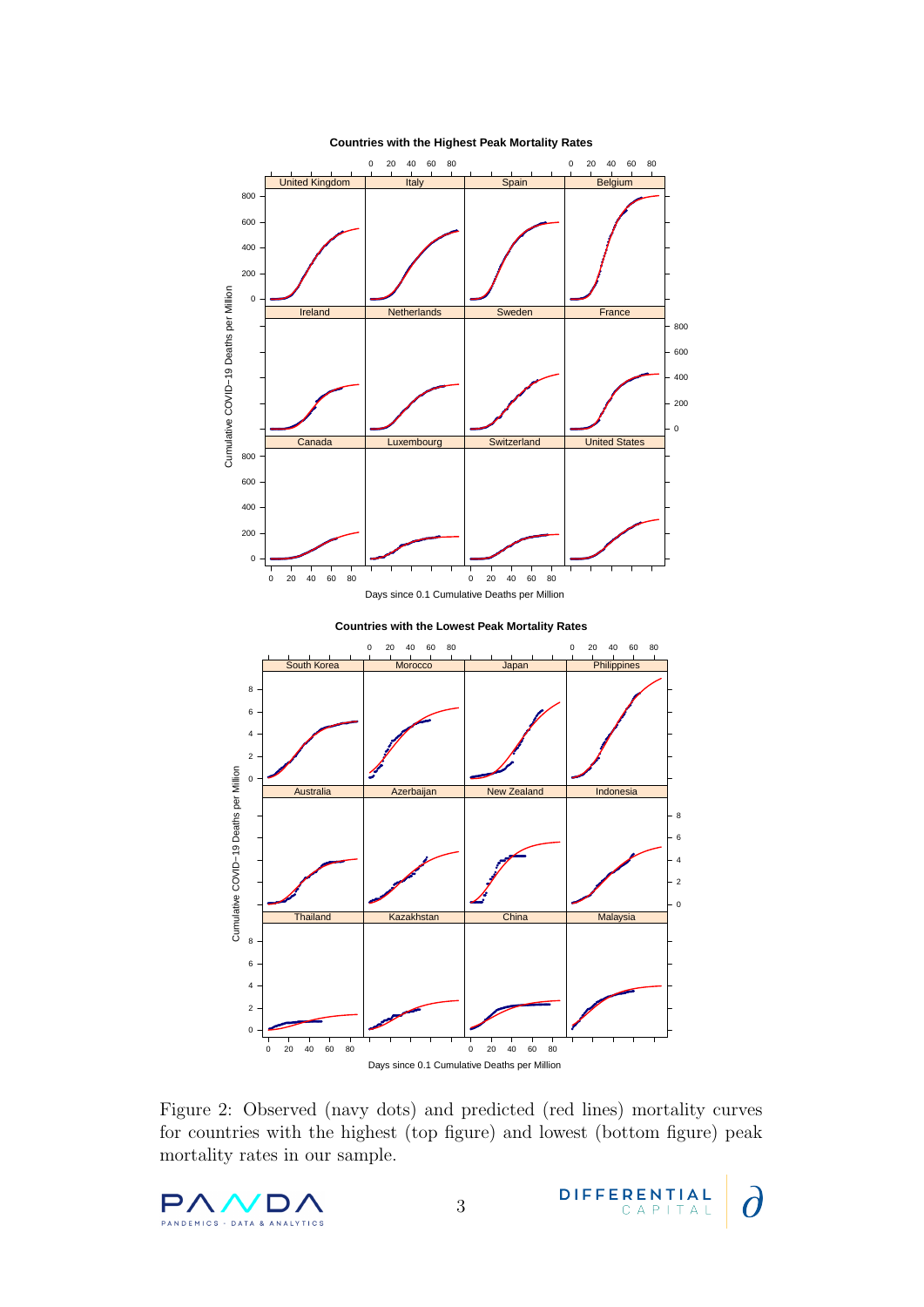Figure 2: Observed (navy dots) and predicted (red lines) mortality curves for countries with the highest (top figure) and lowest (bottom figure) peak mortality rates in our sample.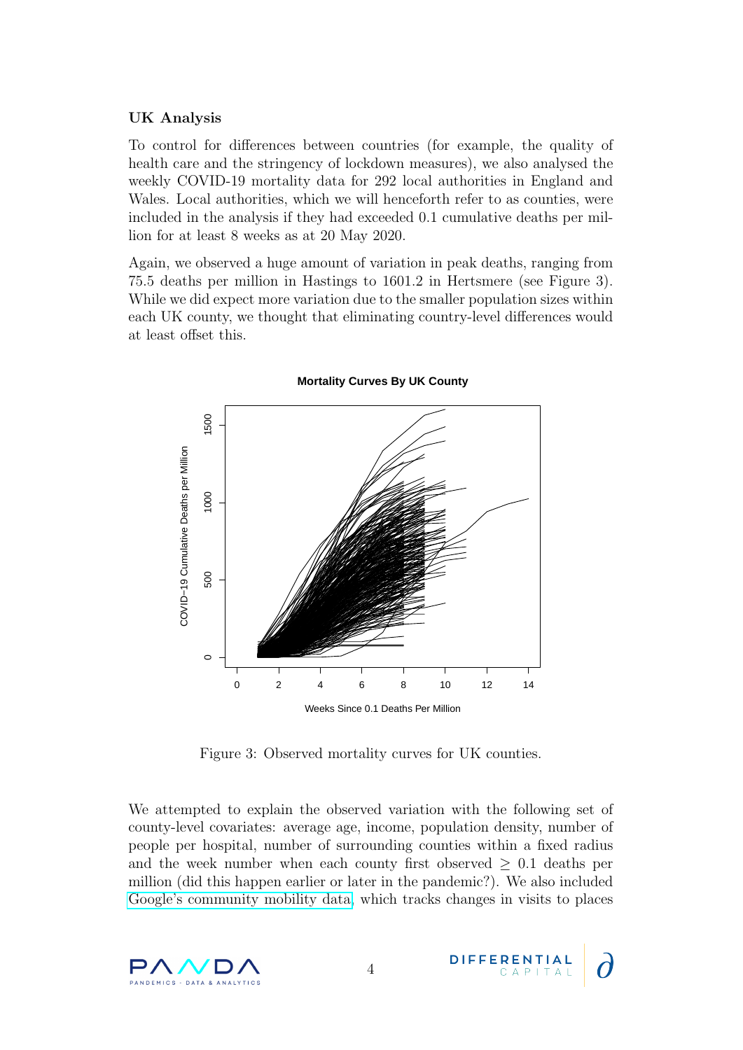### UK Analysis

To control for differences between countries (for example, the quality of health care and the stringency of lockdown measures), we also analysed the weekly COVID-19 mortality data for 292 local authorities in England and Wales. Local authorities, which we will henceforth refer to as counties, were included in the analysis if they had exceeded 0.1 cumulative deaths per million for at least 8 weeks as at 20 May 2020.

Again, we observed a huge amount of variation in peak deaths, ranging from 75.5 deaths per million in Hastings to 1601.2 in Hertsmere (see Figure 3). While we did expect more variation due to the smaller population sizes within each UK county, we thought that eliminating country-level differences would at least offset this.

Figure 3: Observed mortality curves for UK counties.

We attempted to explain the observed variation with the following set of county-level covariates: average age, income, population density, number of people per hospital, number of surrounding counties within a fixed radius and the week number when each county first observed $\geq$ 0.1 deaths per million (did this happen earlier or later in the pandemic?). We also included Google's community mobility data, which tracks changes in visits to places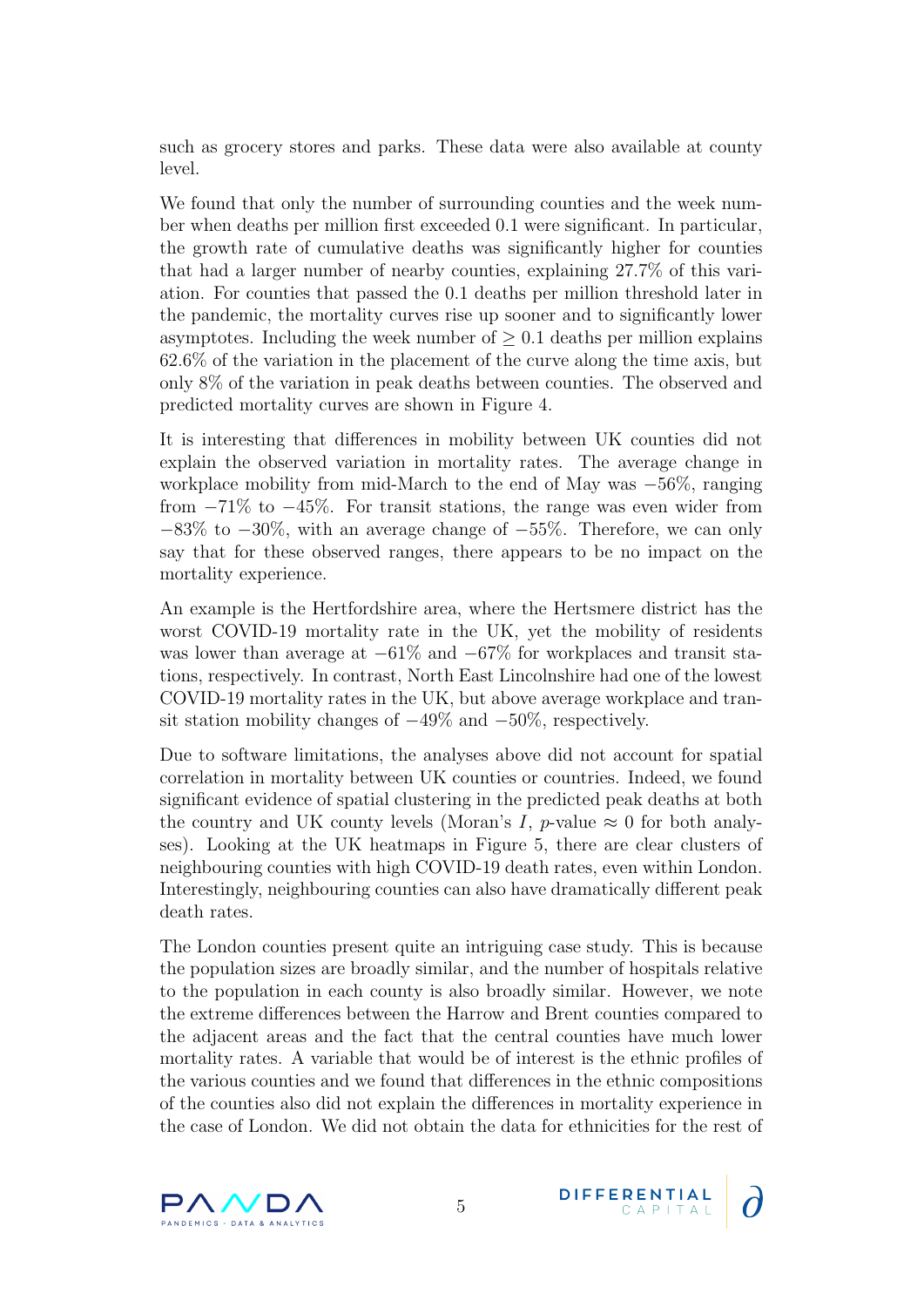such as grocery stores and parks. These data were also available at county level.

We found that only the number of surrounding counties and the week number when deaths per million first exceeded 0.1 were significant. In particular, the growth rate of cumulative deaths was significantly higher for counties that had a larger number of nearby counties, explaining 27.7% of this variation. For counties that passed the 0.1 deaths per million threshold later in the pandemic, the mortality curves rise up sooner and to significantly lower asymptotes. Including the week number of $\geq 0.1$ deaths per million explains 62.6% of the variation in the placement of the curve along the time axis, but only 8% of the variation in peak deaths between counties. The observed and predicted mortality curves are shown in Figure 4.

It is interesting that differences in mobility between UK counties did not explain the observed variation in mortality rates. The average change in workplace mobility from mid-March to the end of May was $-56\%$, ranging from $-71\%$ to $-45\%$. For transit stations, the range was even wider from $-83\%$ to $-30\%$, with an average change of $-55\%$. Therefore, we can only say that for these observed ranges, there appears to be no impact on the mortality experience.

An example is the Hertfordshire area, where the Hertsmere district has the worst COVID-19 mortality rate in the UK, yet the mobility of residents was lower than average at $-61\%$ and $-67\%$ for workplaces and transit stations, respectively. In contrast, North East Lincolnshire had one of the lowest COVID-19 mortality rates in the UK, but above average workplace and transit station mobility changes of $-49\%$ and $-50\%$, respectively.

Due to software limitations, the analyses above did not account for spatial correlation in mortality between UK counties or countries. Indeed, we found significant evidence of spatial clustering in the predicted peak deaths at both the country and UK county levels (Moran's $I$, $p$-value $\approx 0$ for both analyses). Looking at the UK heatmaps in Figure 5, there are clear clusters of neighbouring counties with high COVID-19 death rates, even within London. Interestingly, neighbouring counties can also have dramatically different peak death rates.

The London counties present quite an intriguing case study. This is because the population sizes are broadly similar, and the number of hospitals relative to the population in each county is also broadly similar. However, we note the extreme differences between the Harrow and Brent counties compared to the adjacent areas and the fact that the central counties have much lower mortality rates. A variable that would be of interest is the ethnic profiles of the various counties and we found that differences in the ethnic compositions of the counties also did not explain the differences in mortality experience in the case of London. We did not obtain the data for ethnicities for the rest of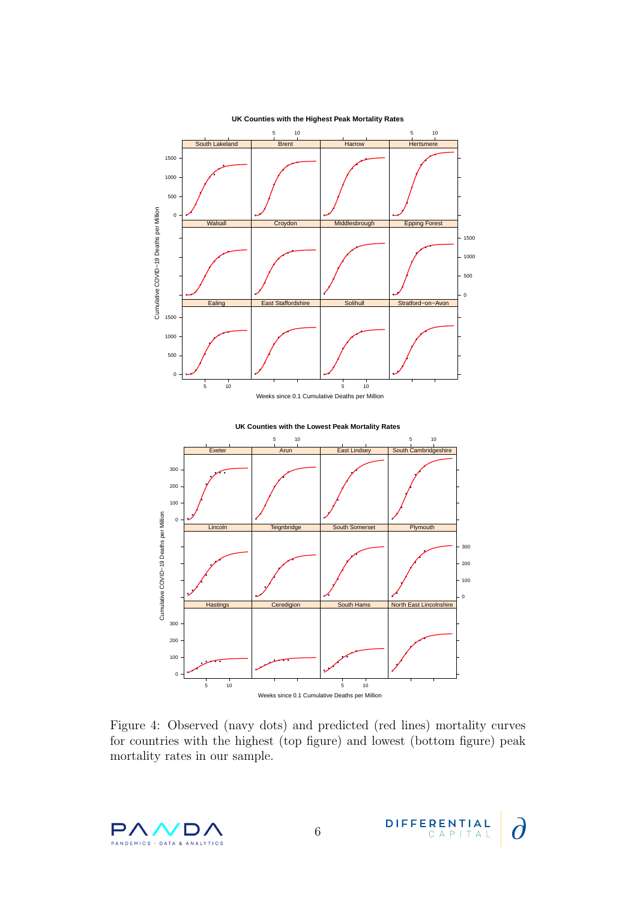Figure 4: Observed (navy dots) and predicted (red lines) mortality curves for countries with the highest (top figure) and lowest (bottom figure) peak mortality rates in our sample.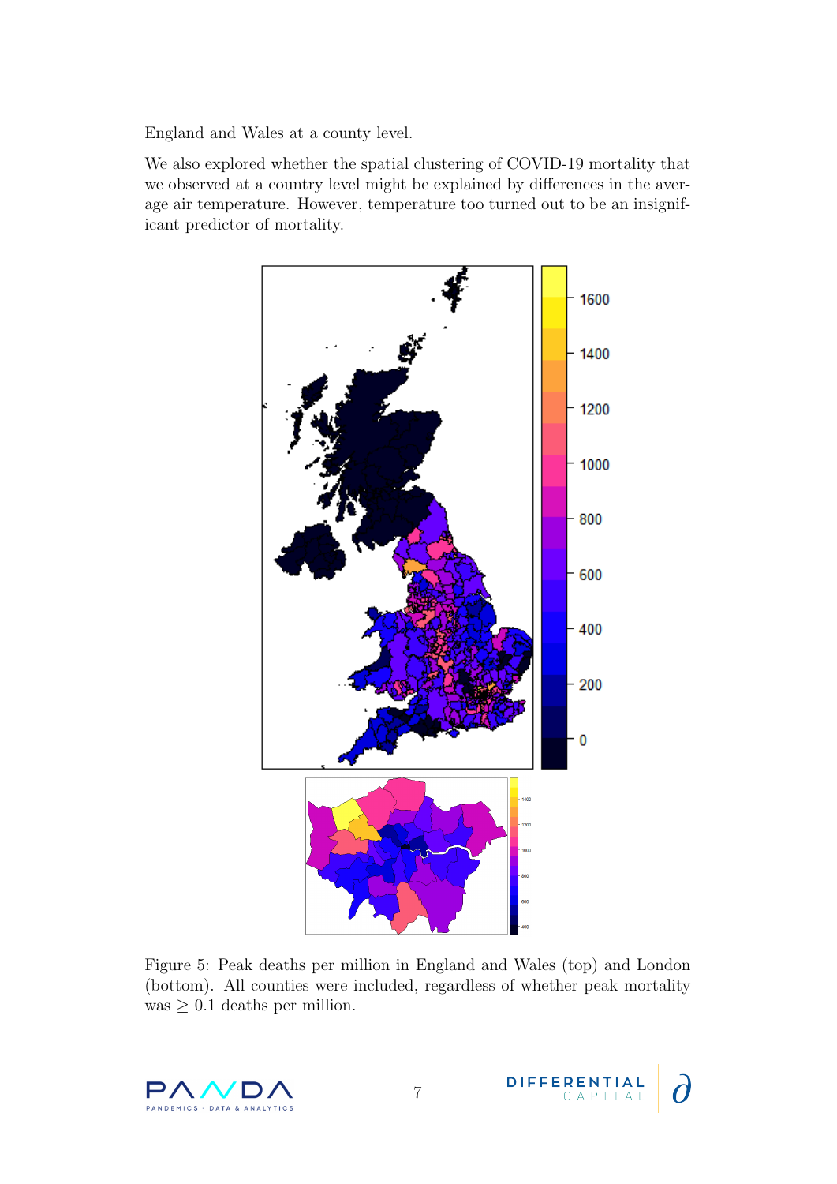England and Wales at a county level.

We also explored whether the spatial clustering of COVID-19 mortality that we observed at a country level might be explained by differences in the average air temperature. However, temperature too turned out to be an insignificant predictor of mortality.

Figure 5: Peak deaths per million in England and Wales (top) and London (bottom). All counties were included, regardless of whether peak mortality was $\geq 0.1$ deaths per million.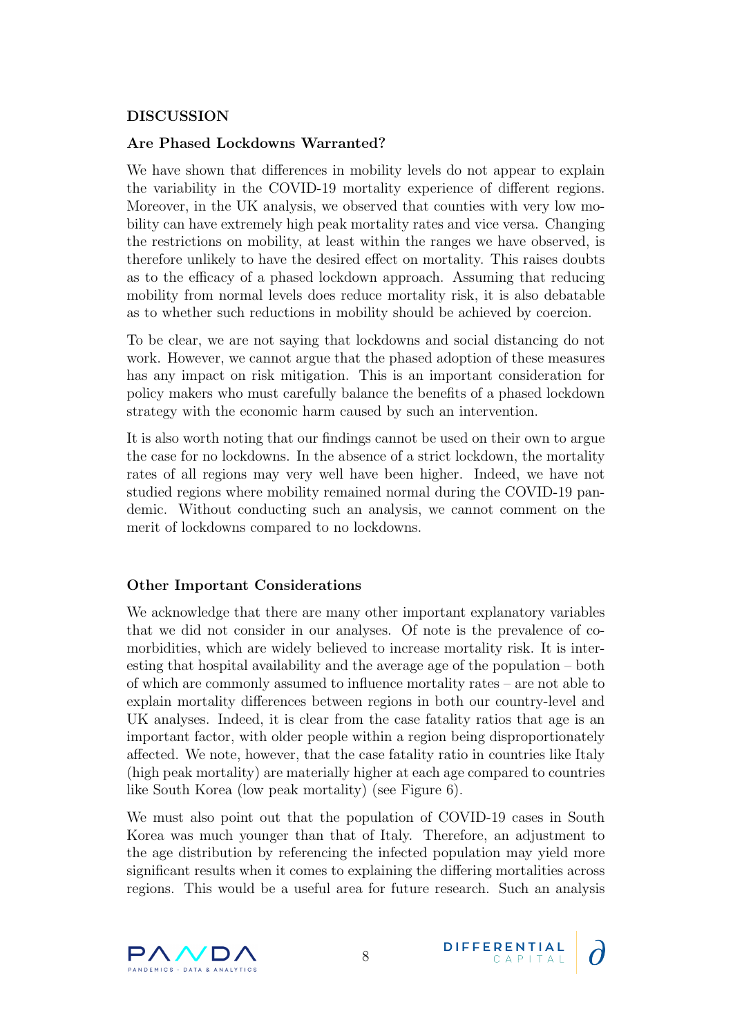## DISCUSSION

### Are Phased Lockdowns Warranted?

We have shown that differences in mobility levels do not appear to explain the variability in the COVID-19 mortality experience of different regions. Moreover, in the UK analysis, we observed that counties with very low mobility can have extremely high peak mortality rates and vice versa. Changing the restrictions on mobility, at least within the ranges we have observed, is therefore unlikely to have the desired effect on mortality. This raises doubts as to the efficacy of a phased lockdown approach. Assuming that reducing mobility from normal levels does reduce mortality risk, it is also debatable as to whether such reductions in mobility should be achieved by coercion.

To be clear, we are not saying that lockdowns and social distancing do not work. However, we cannot argue that the phased adoption of these measures has any impact on risk mitigation. This is an important consideration for policy makers who must carefully balance the benefits of a phased lockdown strategy with the economic harm caused by such an intervention.

It is also worth noting that our findings cannot be used on their own to argue the case for no lockdowns. In the absence of a strict lockdown, the mortality rates of all regions may very well have been higher. Indeed, we have not studied regions where mobility remained normal during the COVID-19 pandemic. Without conducting such an analysis, we cannot comment on the merit of lockdowns compared to no lockdowns.

### Other Important Considerations

We acknowledge that there are many other important explanatory variables that we did not consider in our analyses. Of note is the prevalence of comorbidities, which are widely believed to increase mortality risk. It is interesting that hospital availability and the average age of the population – both of which are commonly assumed to influence mortality rates – are not able to explain mortality differences between regions in both our country-level and UK analyses. Indeed, it is clear from the case fatality ratios that age is an important factor, with older people within a region being disproportionately affected. We note, however, that the case fatality ratio in countries like Italy (high peak mortality) are materially higher at each age compared to countries like South Korea (low peak mortality) (see Figure 6).

We must also point out that the population of COVID-19 cases in South Korea was much younger than that of Italy. Therefore, an adjustment to the age distribution by referencing the infected population may yield more significant results when it comes to explaining the differing mortalities across regions. This would be a useful area for future research. Such an analysis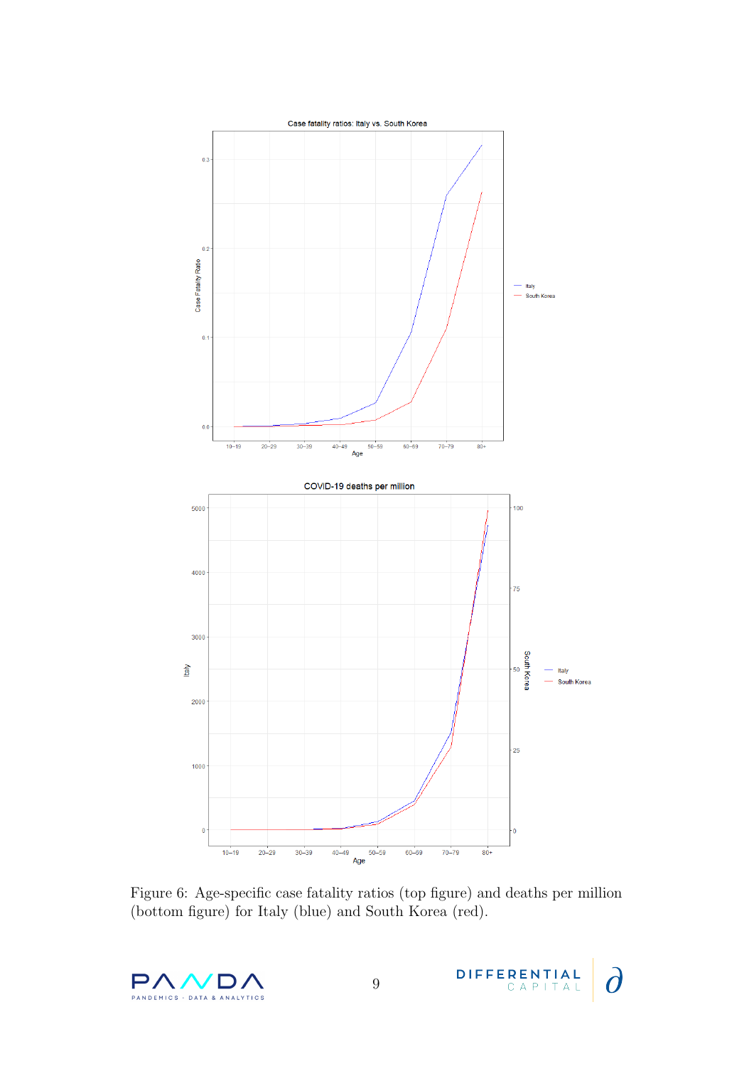Figure 6: Age-specific case fatality ratios (top figure) and deaths per million (bottom figure) for Italy (blue) and South Korea (red).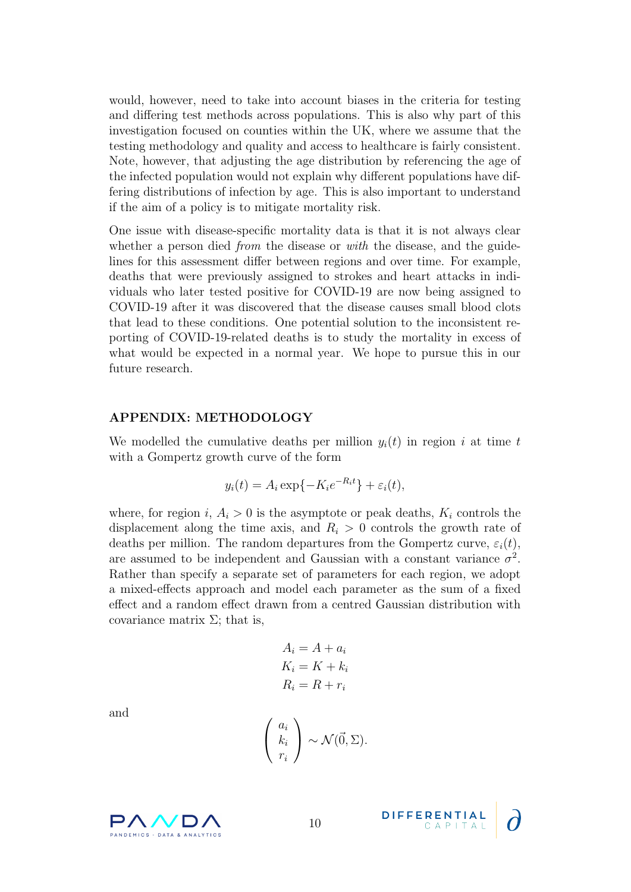would, however, need to take into account biases in the criteria for testing and differing test methods across populations. This is also why part of this investigation focused on counties within the UK, where we assume that the testing methodology and quality and access to healthcare is fairly consistent. Note, however, that adjusting the age distribution by referencing the age of the infected population would not explain why different populations have differing distributions of infection by age. This is also important to understand if the aim of a policy is to mitigate mortality risk.

One issue with disease-specific mortality data is that it is not always clear whether a person died *from* the disease or *with* the disease, and the guidelines for this assessment differ between regions and over time. For example, deaths that were previously assigned to strokes and heart attacks in individuals who later tested positive for COVID-19 are now being assigned to COVID-19 after it was discovered that the disease causes small blood clots that lead to these conditions. One potential solution to the inconsistent reporting of COVID-19-related deaths is to study the mortality in excess of what would be expected in a normal year. We hope to pursue this in our future research.

## APPENDIX: METHODOLOGY

We modelled the cumulative deaths per million $y_i(t)$ in region $i$ at time $t$ with a Gompertz growth curve of the form

$$y_i(t) = A_i \exp\{-K_i e^{-R_i t}\} + \varepsilon_i(t),$$

where, for region $i$, $A_i > 0$ is the asymptote or peak deaths, $K_i$ controls the displacement along the time axis, and $R_i > 0$ controls the growth rate of deaths per million. The random departures from the Gompertz curve, $\varepsilon_i(t)$, are assumed to be independent and Gaussian with a constant variance $\sigma^2$. Rather than specify a separate set of parameters for each region, we adopt a mixed-effects approach and model each parameter as the sum of a fixed effect and a random effect drawn from a centred Gaussian distribution with covariance matrix $\Sigma$; that is,

$$\begin{aligned} A_i &= A + a_i \\ K_i &= K + k_i \\ R_i &= R + r_i \end{aligned}$$

and

$$\begin{pmatrix} a_i \\ k_i \\ r_i \end{pmatrix} \sim \mathcal{N}(\vec{0}, \Sigma).$$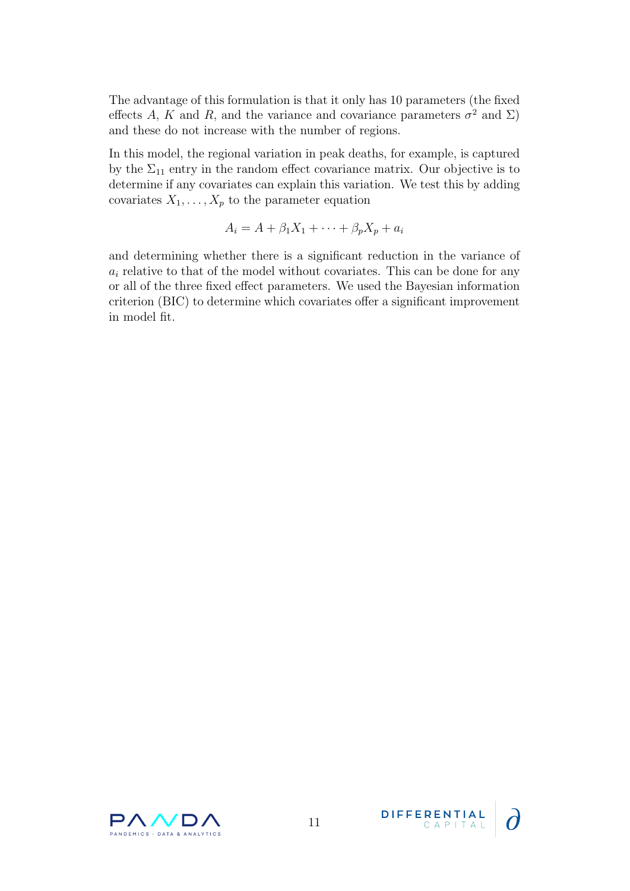The advantage of this formulation is that it only has 10 parameters (the fixed effects $A$, $K$ and $R$, and the variance and covariance parameters $\sigma^2$ and $\Sigma$) and these do not increase with the number of regions.

In this model, the regional variation in peak deaths, for example, is captured by the $\Sigma_{11}$ entry in the random effect covariance matrix. Our objective is to determine if any covariates can explain this variation. We test this by adding covariates $X_1, \ldots, X_p$ to the parameter equation

$$A_i = A + \beta_1 X_1 + \cdots + \beta_p X_p + a_i$$

and determining whether there is a significant reduction in the variance of $a_i$ relative to that of the model without covariates. This can be done for any or all of the three fixed effect parameters. We used the Bayesian information criterion (BIC) to determine which covariates offer a significant improvement in model fit.